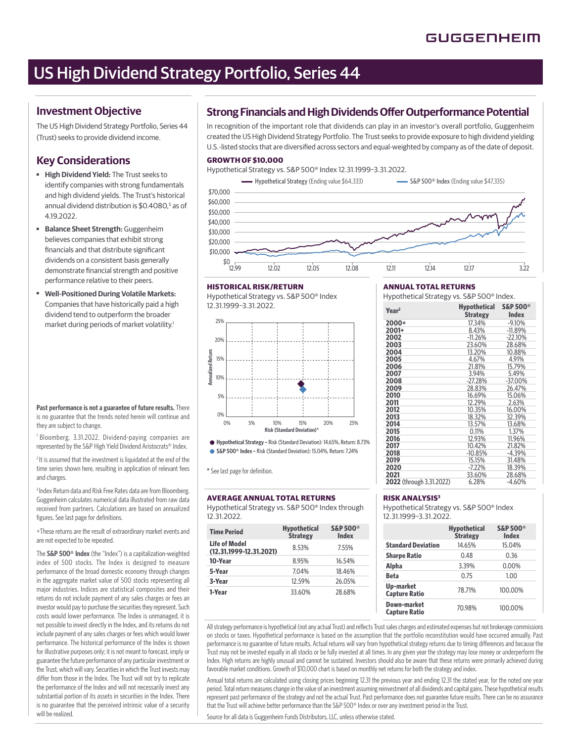GUGGENHEIM

# US High Dividend Strategy Portfolio, Series 44

## Investment Objective

The US High Dividend Strategy Portfolio, Series 44 (Trust) seeks to provide dividend income.

## Key Considerations

- **High Dividend Yield:** The Trust seeks to identify companies with strong fundamentals and high dividend yields. The Trust's historical annual dividend distribution is $0.4080,[5] as of 4.19.2022.
- **Balance Sheet Strength:** Guggenheim believes companies that exhibit strong financials and that distribute significant dividends on a consistent basis generally demonstrate financial strength and positive performance relative to their peers.
- **Well-Positioned During Volatile Markets:** Companies that have historically paid a high dividend tend to outperform the broader market during periods of market volatility.[1]

## Strong Financials and High Dividends Offer Outperformance Potential

In recognition of the important role that dividends can play in an investor's overall portfolio, Guggenheim created the US High Dividend Strategy Portfolio. The Trust seeks to provide exposure to high dividend yielding U.S.-listed stocks that are diversified across sectors and equal-weighted by company as of the date of deposit.

### GROWTH OF $10,000

Hypothetical Strategy vs. S&P 500® Index 12.31.1999–3.31.2022.

Hypothetical Strategy (Ending value $64,333) — S&P 500® Index (Ending value $47,335)

### HISTORICAL RISK/RETURN

Hypothetical Strategy vs. S&P 500® Index 12.31.1999–3.31.2022.

- **Hypothetical Strategy** – Risk (Standard Deviation): 14.65%, Return: 8.73%
- **S&P 500® Index** – Risk (Standard Deviation): 15.04%, Return: 7.24%

\* See last page for definition.

### ANNUAL TOTAL RETURNS

Hypothetical Strategy vs. S&P 500® Index.

| Year[2] | Hypothetical Strategy | S&P 500® Index |
|---|---|---|
| 2000+ | 17.34% | -9.10% |
| 2001+ | 8.43% | -11.89% |
| 2002 | -11.26% | -22.10% |
| 2003 | 23.60% | 28.68% |
| 2004 | 13.20% | 10.88% |
| 2005 | 4.67% | 4.91% |
| 2006 | 21.81% | 15.79% |
| 2007 | 3.94% | 5.49% |
| 2008 | -27.28% | -37.00% |
| 2009 | 28.83% | 26.47% |
| 2010 | 16.69% | 15.06% |
| 2011 | 12.29% | 2.63% |
| 2012 | 10.35% | 16.00% |
| 2013 | 18.32% | 32.39% |
| 2014 | 13.57% | 13.68% |
| 2015 | 0.11% | 1.37% |
| 2016 | 12.93% | 11.96% |
| 2017 | 10.42% | 21.82% |
| 2018 | -10.85% | -4.39% |
| 2019 | 15.15% | 31.48% |
| 2020 | -7.22% | 18.39% |
| 2021 | 33.60% | 28.68% |
| 2022 (through 3.31.2022) | 6.28% | -4.60% |

### AVERAGE ANNUAL TOTAL RETURNS

Hypothetical Strategy vs. S&P 500® Index through 12.31.2022.

| Time Period | Hypothetical Strategy | S&P 500® Index |
|---|---|---|
| Life of Model (12.31.1999-12.31.2021) | 8.53% | 7.55% |
| 10-Year | 8.95% | 16.54% |
| 5-Year | 7.04% | 18.46% |
| 3-Year | 12.59% | 26.05% |
| 1-Year | 33.60% | 28.68% |

### RISK ANALYSIS[3]

Hypothetical Strategy vs. S&P 500® Index 12.31.1999–3.31.2022.

| | Hypothetical Strategy | S&P 500® Index |
|---|---|---|
| Standard Deviation | 14.65% | 15.04% |
| Sharpe Ratio | 0.48 | 0.36 |
| Alpha | 3.39% | 0.00% |
| Beta | 0.75 | 1.00 |
| Up-market Capture Ratio | 78.71% | 100.00% |
| Down-market Capture Ratio | 70.98% | 100.00% |

All strategy performance is hypothetical (not any actual Trust) and reflects Trust sales charges and estimated expenses but not brokerage commissions on stocks or taxes. Hypothetical performance is based on the assumption that the portfolio reconstitution would have occurred annually. Past performance is no guarantee of future results. Actual returns will vary from hypothetical strategy returns due to timing differences and because the Trust may not be invested equally in all stocks or be fully invested at all times. In any given year the strategy may lose money or underperform the Index. High returns are highly unusual and cannot be sustained. Investors should also be aware that these returns were primarily achieved during favorable market conditions. Growth of $10,000 chart is based on monthly net returns for both the strategy and index.

Annual total returns are calculated using closing prices beginning 12.31 the previous year and ending 12.31 the stated year, for the noted one year period. Total return measures change in the value of an investment assuming reinvestment of all dividends and capital gains. These hypothetical results represent past performance of the strategy and not the actual Trust. Past performance does not guarantee future results. There can be no assurance that the Trust will achieve better performance than the S&P 500® Index or over any investment period in the Trust.

Source for all data is Guggenheim Funds Distributors, LLC, unless otherwise stated.

**Past performance is not a guarantee of future results.** There is no guarantee that the trends noted herein will continue and they are subject to change.

[1] Bloomberg, 3.31.2022. Dividend-paying companies are represented by the S&P High Yield Dividend Aristocrats® Index.

[2] It is assumed that the investment is liquidated at the end of the time series shown here, resulting in application of relevant fees and charges.

[3] Index Return data and Risk Free Rates data are from Bloomberg. Guggenheim calculates numerical data illustrated from raw data received from partners. Calculations are based on annualized figures. See last page for definitions.

+These returns are the result of extraordinary market events and are not expected to be repeated.

The **S&P 500® Index** (the "Index") is a capitalization-weighted index of 500 stocks. The Index is designed to measure performance of the broad domestic economy through changes in the aggregate market value of 500 stocks representing all major industries. Indices are statistical composites and their returns do not include payment of any sales charges or fees an investor would pay to purchase the securities they represent. Such costs would lower performance. The Index is unmanaged, it is not possible to invest directly in the Index, and its returns do not include payment of any sales charges or fees which would lower performance. The historical performance of the Index is shown for illustrative purposes only; it is not meant to forecast, imply or guarantee the future performance of any particular investment or the Trust, which will vary. Securities in which the Trust invests may differ from those in the Index. The Trust will not try to replicate the performance of the Index and will not necessarily invest any substantial portion of its assets in securities in the Index. There is no guarantee that the perceived intrinsic value of a security will be realized.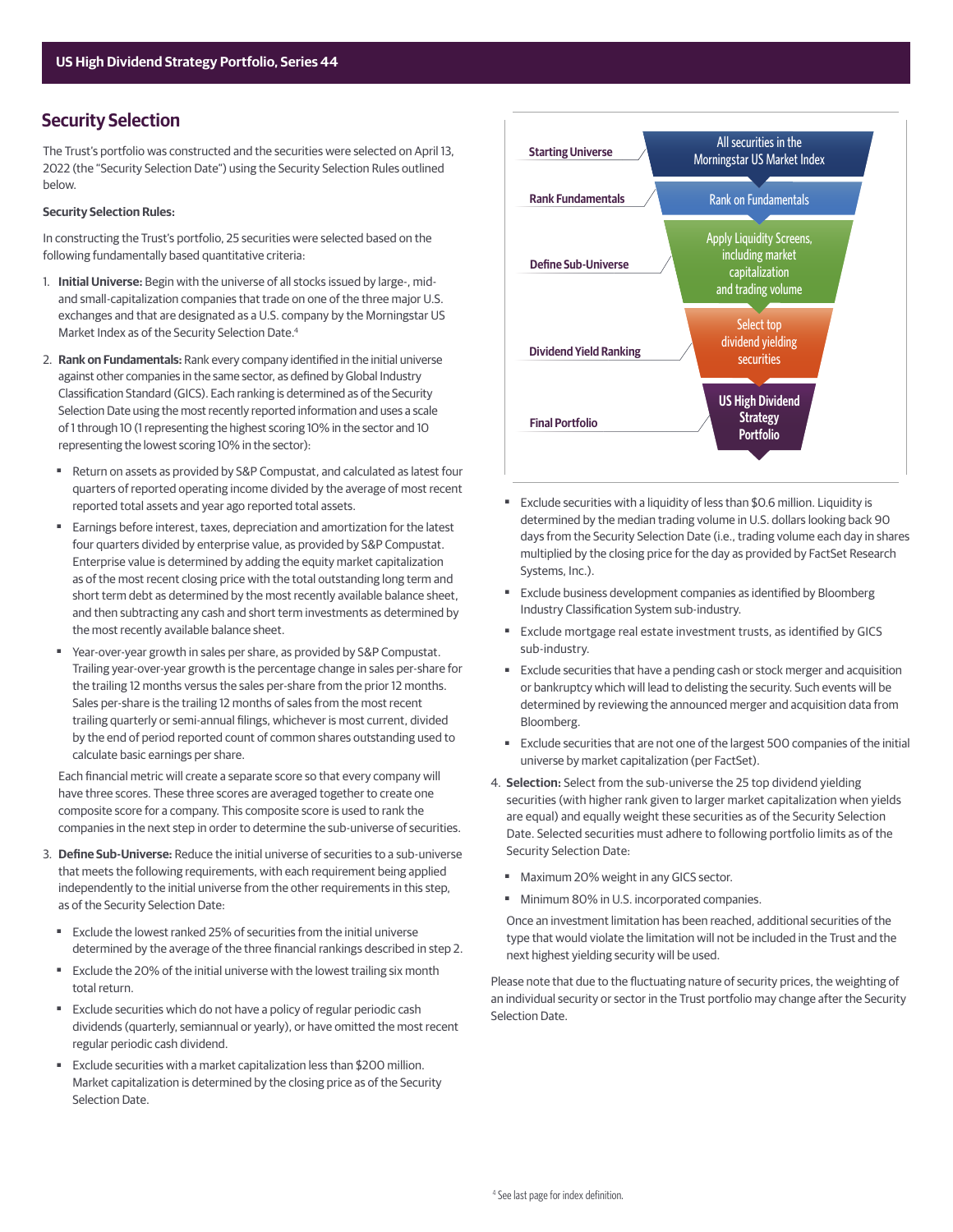## Security Selection

The Trust's portfolio was constructed and the securities were selected on April 13, 2022 (the "Security Selection Date") using the Security Selection Rules outlined below.

**Security Selection Rules:**

In constructing the Trust's portfolio, 25 securities were selected based on the following fundamentally based quantitative criteria:

1. **Initial Universe:** Begin with the universe of all stocks issued by large-, mid- and small-capitalization companies that trade on one of the three major U.S. exchanges and that are designated as a U.S. company by the Morningstar US Market Index as of the Security Selection Date.[4]

2. **Rank on Fundamentals:** Rank every company identified in the initial universe against other companies in the same sector, as defined by Global Industry Classification Standard (GICS). Each ranking is determined as of the Security Selection Date using the most recently reported information and uses a scale of 1 through 10 (1 representing the highest scoring 10% in the sector and 10 representing the lowest scoring 10% in the sector):

   - Return on assets as provided by S&P Compustat, and calculated as latest four quarters of reported operating income divided by the average of most recent reported total assets and year ago reported total assets.
   - Earnings before interest, taxes, depreciation and amortization for the latest four quarters divided by enterprise value, as provided by S&P Compustat. Enterprise value is determined by adding the equity market capitalization as of the most recent closing price with the total outstanding long term and short term debt as determined by the most recently available balance sheet, and then subtracting any cash and short term investments as determined by the most recently available balance sheet.
   - Year-over-year growth in sales per share, as provided by S&P Compustat. Trailing year-over-year growth is the percentage change in sales per-share for the trailing 12 months versus the sales per-share from the prior 12 months. Sales per-share is the trailing 12 months of sales from the most recent trailing quarterly or semi-annual filings, whichever is most current, divided by the end of period reported count of common shares outstanding used to calculate basic earnings per share.

   Each financial metric will create a separate score so that every company will have three scores. These three scores are averaged together to create one composite score for a company. This composite score is used to rank the companies in the next step in order to determine the sub-universe of securities.

3. **Define Sub-Universe:** Reduce the initial universe of securities to a sub-universe that meets the following requirements, with each requirement being applied independently to the initial universe from the other requirements in this step, as of the Security Selection Date:

   - Exclude the lowest ranked 25% of securities from the initial universe determined by the average of the three financial rankings described in step 2.
   - Exclude the 20% of the initial universe with the lowest trailing six month total return.
   - Exclude securities which do not have a policy of regular periodic cash dividends (quarterly, semiannual or yearly), or have omitted the most recent regular periodic cash dividend.
   - Exclude securities with a market capitalization less than $200 million. Market capitalization is determined by the closing price as of the Security Selection Date.
   - Exclude securities with a liquidity of less than $0.6 million. Liquidity is determined by the median trading volume in U.S. dollars looking back 90 days from the Security Selection Date (i.e., trading volume each day in shares multiplied by the closing price for the day as provided by FactSet Research Systems, Inc.).
   - Exclude business development companies as identified by Bloomberg Industry Classification System sub-industry.
   - Exclude mortgage real estate investment trusts, as identified by GICS sub-industry.
   - Exclude securities that have a pending cash or stock merger and acquisition or bankruptcy which will lead to delisting the security. Such events will be determined by reviewing the announced merger and acquisition data from Bloomberg.
   - Exclude securities that are not one of the largest 500 companies of the initial universe by market capitalization (per FactSet).

4. **Selection:** Select from the sub-universe the 25 top dividend yielding securities (with higher rank given to larger market capitalization when yields are equal) and equally weight these securities as of the Security Selection Date. Selected securities must adhere to following portfolio limits as of the Security Selection Date:

   - Maximum 20% weight in any GICS sector.
   - Minimum 80% in U.S. incorporated companies.

   Once an investment limitation has been reached, additional securities of the type that would violate the limitation will not be included in the Trust and the next highest yielding security will be used.

Please note that due to the fluctuating nature of security prices, the weighting of an individual security or sector in the Trust portfolio may change after the Security Selection Date.

| Step | Description |
|---|---|
| Starting Universe | All securities in the Morningstar US Market Index |
| Rank Fundamentals | Rank on Fundamentals |
| Define Sub-Universe | Apply Liquidity Screens, including market capitalization and trading volume |
| Dividend Yield Ranking | Select top dividend yielding securities |
| Final Portfolio | US High Dividend Strategy Portfolio |

[4] See last page for index definition.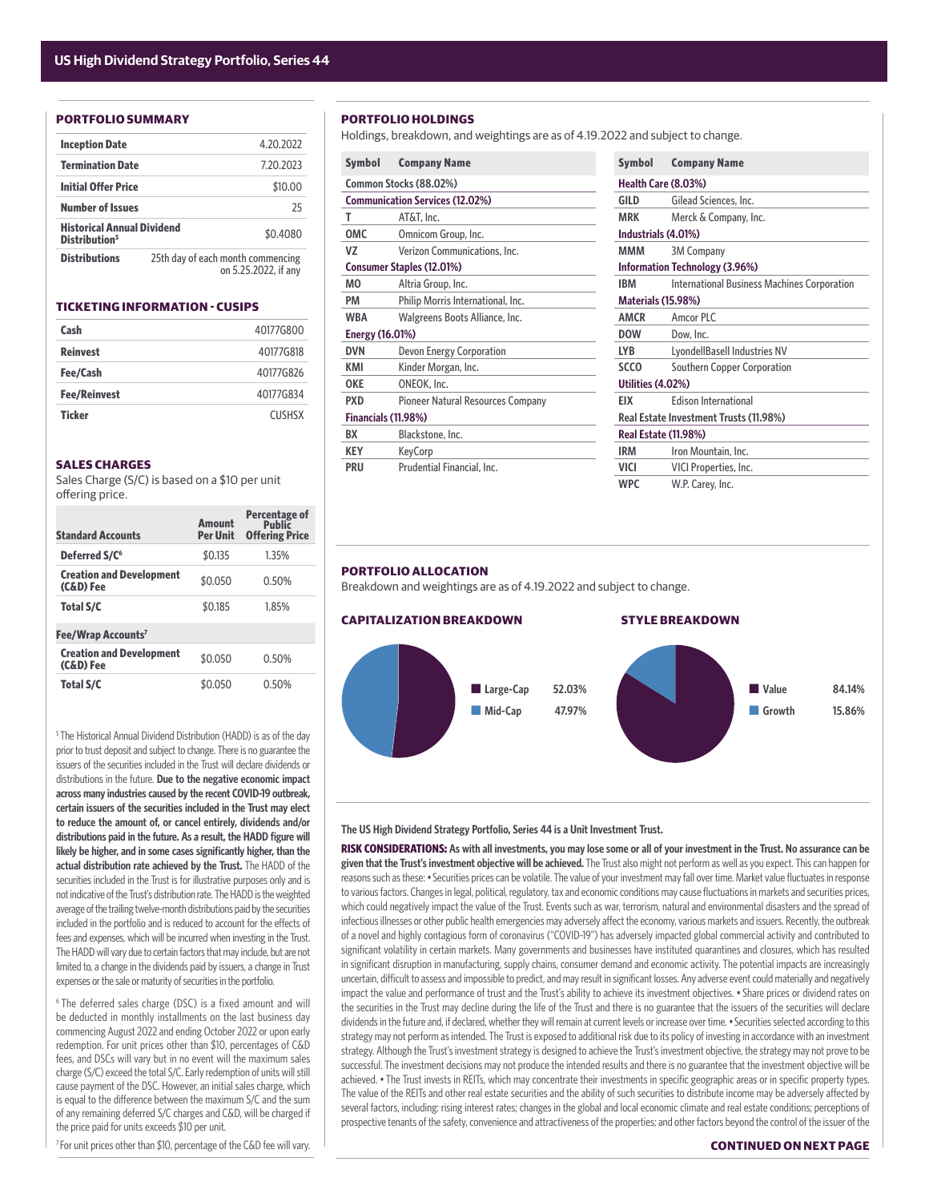# US High Dividend Strategy Portfolio, Series 44

## PORTFOLIO SUMMARY

| | |
|---|---|
| **Inception Date** | 4.20.2022 |
| **Termination Date** | 7.20.2023 |
| **Initial Offer Price** | $10.00 |
| **Number of Issues** | 25 |
| **Historical Annual Dividend Distribution**[5] | $0.4080 |
| **Distributions** | 25th day of each month commencing on 5.25.2022, if any |

## TICKETING INFORMATION - CUSIPS

| | |
|---|---|
| **Cash** | 40177G800 |
| **Reinvest** | 40177G818 |
| **Fee/Cash** | 40177G826 |
| **Fee/Reinvest** | 40177G834 |
| **Ticker** | CUSHSX |

## SALES CHARGES

Sales Charge (S/C) is based on a $10 per unit offering price.

| Standard Accounts | Amount Per Unit | Percentage of Public Offering Price |
|---|---|---|
| **Deferred S/C**[6] | $0.135 | 1.35% |
| **Creation and Development (C&D) Fee** | $0.050 | 0.50% |
| **Total S/C** | $0.185 | 1.85% |
| **Fee/Wrap Accounts**[7] | | |
| **Creation and Development (C&D) Fee** | $0.050 | 0.50% |
| **Total S/C** | $0.050 | 0.50% |

[5] The Historical Annual Dividend Distribution (HADD) is as of the day prior to trust deposit and subject to change. There is no guarantee the issuers of the securities included in the Trust will declare dividends or distributions in the future. **Due to the negative economic impact across many industries caused by the recent COVID-19 outbreak, certain issuers of the securities included in the Trust may elect to reduce the amount of, or cancel entirely, dividends and/or distributions paid in the future. As a result, the HADD figure will likely be higher, and in some cases significantly higher, than the actual distribution rate achieved by the Trust.** The HADD of the securities included in the Trust is for illustrative purposes only and is not indicative of the Trust's distribution rate. The HADD is the weighted average of the trailing twelve-month distributions paid by the securities included in the portfolio and is reduced to account for the effects of fees and expenses, which will be incurred when investing in the Trust. The HADD will vary due to certain factors that may include, but are not limited to, a change in the dividends paid by issuers, a change in Trust expenses or the sale or maturity of securities in the portfolio.

[6] The deferred sales charge (DSC) is a fixed amount and will be deducted in monthly installments on the last business day commencing August 2022 and ending October 2022 or upon early redemption. For unit prices other than $10, percentages of C&D fees, and DSCs will vary but in no event will the maximum sales charge (S/C) exceed the total S/C. Early redemption of units will still cause payment of the DSC. However, an initial sales charge, which is equal to the difference between the maximum S/C and the sum of any remaining deferred S/C charges and C&D, will be charged if the price paid for units exceeds $10 per unit.

[7] For unit prices other than $10, percentage of the C&D fee will vary.

## PORTFOLIO HOLDINGS

Holdings, breakdown, and weightings are as of 4.19.2022 and subject to change.

| Symbol | Company Name |
|---|---|
| **Common Stocks (88.02%)** | |
| **Communication Services (12.02%)** | |
| T | AT&T, Inc. |
| OMC | Omnicom Group, Inc. |
| VZ | Verizon Communications, Inc. |
| **Consumer Staples (12.01%)** | |
| MO | Altria Group, Inc. |
| PM | Philip Morris International, Inc. |
| WBA | Walgreens Boots Alliance, Inc. |
| **Energy (16.01%)** | |
| DVN | Devon Energy Corporation |
| KMI | Kinder Morgan, Inc. |
| OKE | ONEOK, Inc. |
| PXD | Pioneer Natural Resources Company |
| **Financials (11.98%)** | |
| BX | Blackstone, Inc. |
| KEY | KeyCorp |
| PRU | Prudential Financial, Inc. |
| **Health Care (8.03%)** | |
| GILD | Gilead Sciences, Inc. |
| MRK | Merck & Company, Inc. |
| **Industrials (4.01%)** | |
| MMM | 3M Company |
| **Information Technology (3.96%)** | |
| IBM | International Business Machines Corporation |
| **Materials (15.98%)** | |
| AMCR | Amcor PLC |
| DOW | Dow, Inc. |
| LYB | LyondellBasell Industries NV |
| SCCO | Southern Copper Corporation |
| **Utilities (4.02%)** | |
| EIX | Edison International |
| **Real Estate Investment Trusts (11.98%)** | |
| **Real Estate (11.98%)** | |
| IRM | Iron Mountain, Inc. |
| VICI | VICI Properties, Inc. |
| WPC | W.P. Carey, Inc. |

## PORTFOLIO ALLOCATION

Breakdown and weightings are as of 4.19.2022 and subject to change.

### CAPITALIZATION BREAKDOWN

| | |
|---|---|
| Large-Cap | 52.03% |
| Mid-Cap | 47.97% |

### STYLE BREAKDOWN

| | |
|---|---|
| Value | 84.14% |
| Growth | 15.86% |

**The US High Dividend Strategy Portfolio, Series 44 is a Unit Investment Trust.**

**RISK CONSIDERATIONS: As with all investments, you may lose some or all of your investment in the Trust. No assurance can be given that the Trust's investment objective will be achieved.** The Trust also might not perform as well as you expect. This can happen for reasons such as these: • Securities prices can be volatile. The value of your investment may fall over time. Market value fluctuates in response to various factors. Changes in legal, political, regulatory, tax and economic conditions may cause fluctuations in markets and securities prices, which could negatively impact the value of the Trust. Events such as war, terrorism, natural and environmental disasters and the spread of infectious illnesses or other public health emergencies may adversely affect the economy, various markets and issuers. Recently, the outbreak of a novel and highly contagious form of coronavirus ("COVID-19") has adversely impacted global commercial activity and contributed to significant volatility in certain markets. Many governments and businesses have instituted quarantines and closures, which has resulted in significant disruption in manufacturing, supply chains, consumer demand and economic activity. The potential impacts are increasingly uncertain, difficult to assess and impossible to predict, and may result in significant losses. Any adverse event could materially and negatively impact the value and performance of trust and the Trust's ability to achieve its investment objectives. • Share prices or dividend rates on the securities in the Trust may decline during the life of the Trust and there is no guarantee that the issuers of the securities will declare dividends in the future and, if declared, whether they will remain at current levels or increase over time. • Securities selected according to this strategy may not perform as intended. The Trust is exposed to additional risk due to its policy of investing in accordance with an investment strategy. Although the Trust's investment strategy is designed to achieve the Trust's investment objective, the strategy may not prove to be successful. The investment decisions may not produce the intended results and there is no guarantee that the investment objective will be achieved. • The Trust invests in REITs, which may concentrate their investments in specific geographic areas or in specific property types. The value of the REITs and other real estate securities and the ability of such securities to distribute income may be adversely affected by several factors, including: rising interest rates; changes in the global and local economic climate and real estate conditions; perceptions of prospective tenants of the safety, convenience and attractiveness of the properties; and other factors beyond the control of the issuer of the

**CONTINUED ON NEXT PAGE**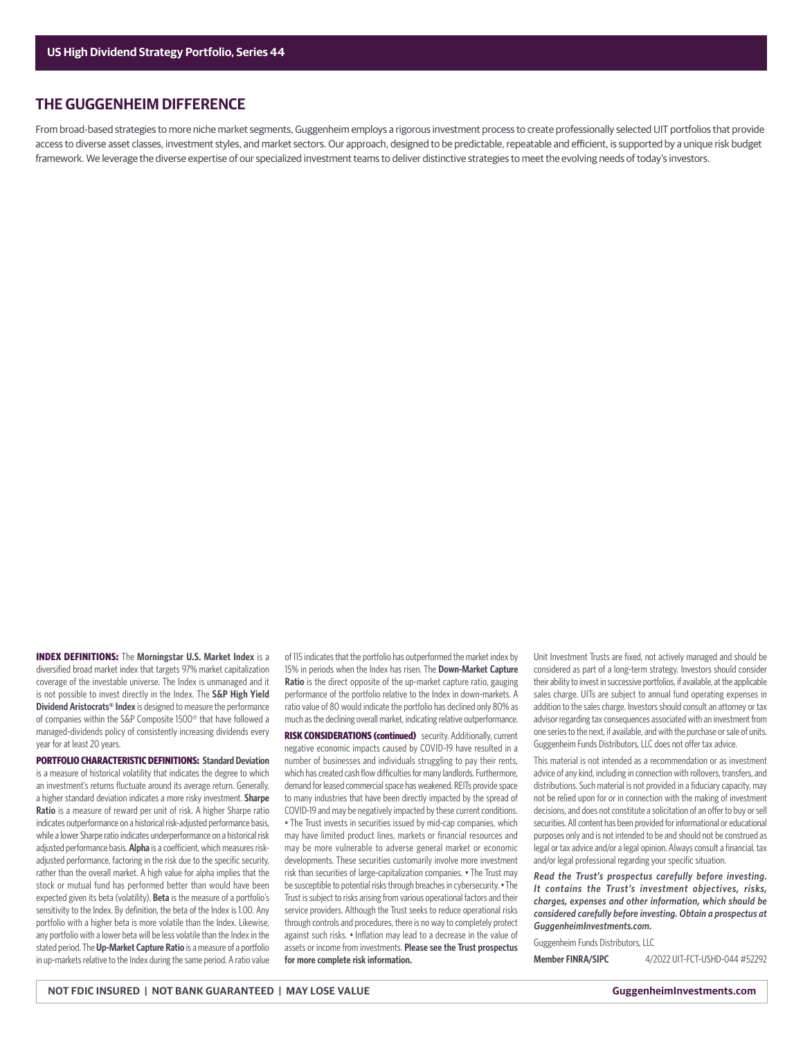## THE GUGGENHEIM DIFFERENCE

From broad-based strategies to more niche market segments, Guggenheim employs a rigorous investment process to create professionally selected UIT portfolios that provide access to diverse asset classes, investment styles, and market sectors. Our approach, designed to be predictable, repeatable and efficient, is supported by a unique risk budget framework. We leverage the diverse expertise of our specialized investment teams to deliver distinctive strategies to meet the evolving needs of today's investors.

**INDEX DEFINITIONS:** The **Morningstar U.S. Market Index** is a diversified broad market index that targets 97% market capitalization coverage of the investable universe. The Index is unmanaged and it is not possible to invest directly in the Index. The **S&P High Yield Dividend Aristocrats® Index** is designed to measure the performance of companies within the S&P Composite 1500® that have followed a managed-dividends policy of consistently increasing dividends every year for at least 20 years.

**PORTFOLIO CHARACTERISTIC DEFINITIONS:** **Standard Deviation** is a measure of historical volatility that indicates the degree to which an investment's returns fluctuate around its average return. Generally, a higher standard deviation indicates a more risky investment. **Sharpe Ratio** is a measure of reward per unit of risk. A higher Sharpe ratio indicates outperformance on a historical risk-adjusted performance basis, while a lower Sharpe ratio indicates underperformance on a historical risk adjusted performance basis. **Alpha** is a coefficient, which measures risk-adjusted performance, factoring in the risk due to the specific security, rather than the overall market. A high value for alpha implies that the stock or mutual fund has performed better than would have been expected given its beta (volatility). **Beta** is the measure of a portfolio's sensitivity to the Index. By definition, the beta of the Index is 1.00. Any portfolio with a higher beta is more volatile than the Index. Likewise, any portfolio with a lower beta will be less volatile than the Index in the stated period. The **Up-Market Capture Ratio** is a measure of a portfolio in up-markets relative to the Index during the same period. A ratio value of 115 indicates that the portfolio has outperformed the market index by 15% in periods when the Index has risen. The **Down-Market Capture Ratio** is the direct opposite of the up-market capture ratio, gauging performance of the portfolio relative to the Index in down-markets. A ratio value of 80 would indicate the portfolio has declined only 80% as much as the declining overall market, indicating relative outperformance.

**RISK CONSIDERATIONS (continued)** security. Additionally, current negative economic impacts caused by COVID-19 have resulted in a number of businesses and individuals struggling to pay their rents, which has created cash flow difficulties for many landlords. Furthermore, demand for leased commercial space has weakened. REITs provide space to many industries that have been directly impacted by the spread of COVID-19 and may be negatively impacted by these current conditions. • The Trust invests in securities issued by mid-cap companies, which may have limited product lines, markets or financial resources and may be more vulnerable to adverse general market or economic developments. These securities customarily involve more investment risk than securities of large-capitalization companies. • The Trust may be susceptible to potential risks through breaches in cybersecurity. • The Trust is subject to risks arising from various operational factors and their service providers. Although the Trust seeks to reduce operational risks through controls and procedures, there is no way to completely protect against such risks. • Inflation may lead to a decrease in the value of assets or income from investments. **Please see the Trust prospectus for more complete risk information.**

Unit Investment Trusts are fixed, not actively managed and should be considered as part of a long-term strategy. Investors should consider their ability to invest in successive portfolios, if available, at the applicable sales charge. UITs are subject to annual fund operating expenses in addition to the sales charge. Investors should consult an attorney or tax advisor regarding tax consequences associated with an investment from one series to the next, if available, and with the purchase or sale of units. Guggenheim Funds Distributors, LLC does not offer tax advice.

This material is not intended as a recommendation or as investment advice of any kind, including in connection with rollovers, transfers, and distributions. Such material is not provided in a fiduciary capacity, may not be relied upon for or in connection with the making of investment decisions, and does not constitute a solicitation of an offer to buy or sell securities. All content has been provided for informational or educational purposes only and is not intended to be and should not be construed as legal or tax advice and/or a legal opinion. Always consult a financial, tax and/or legal professional regarding your specific situation.

***Read the Trust's prospectus carefully before investing. It contains the Trust's investment objectives, risks, charges, expenses and other information, which should be considered carefully before investing. Obtain a prospectus at GuggenheimInvestments.com.***

Guggenheim Funds Distributors, LLC

**Member FINRA/SIPC** 4/2022 UIT-FCT-USHD-044 #52292

**NOT FDIC INSURED | NOT BANK GUARANTEED | MAY LOSE VALUE**